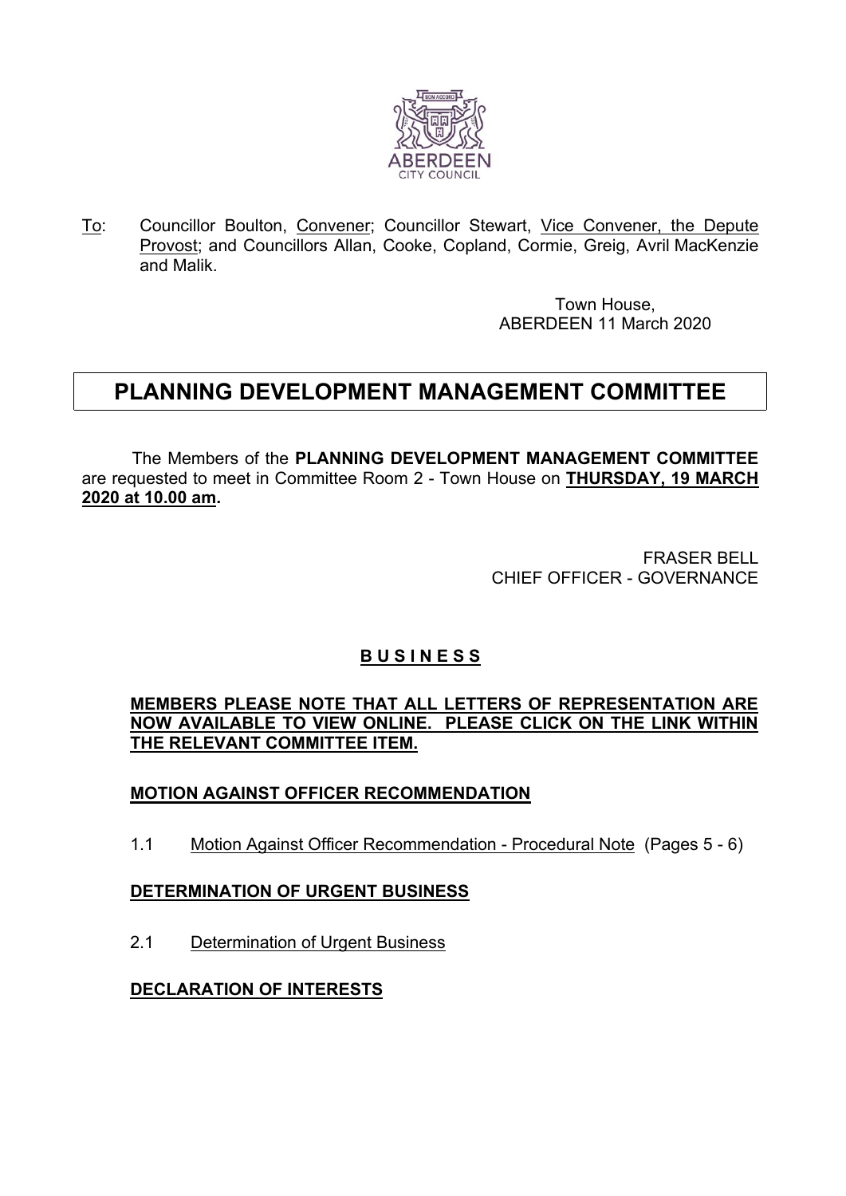To: Councillor Boulton, Convener; Councillor Stewart, Vice Convener, the Depute Provost; and Councillors Allan, Cooke, Copland, Cormie, Greig, Avril MacKenzie and Malik.

Town House,
ABERDEEN 11 March 2020

# PLANNING DEVELOPMENT MANAGEMENT COMMITTEE

The Members of the **PLANNING DEVELOPMENT MANAGEMENT COMMITTEE** are requested to meet in Committee Room 2 - Town House on **THURSDAY, 19 MARCH 2020 at 10.00 am.**

FRASER BELL
CHIEF OFFICER - GOVERNANCE

## B U S I N E S S

**MEMBERS PLEASE NOTE THAT ALL LETTERS OF REPRESENTATION ARE NOW AVAILABLE TO VIEW ONLINE. PLEASE CLICK ON THE LINK WITHIN THE RELEVANT COMMITTEE ITEM.**

**MOTION AGAINST OFFICER RECOMMENDATION**

1.1 Motion Against Officer Recommendation - Procedural Note (Pages 5 - 6)

**DETERMINATION OF URGENT BUSINESS**

2.1 Determination of Urgent Business

**DECLARATION OF INTERESTS**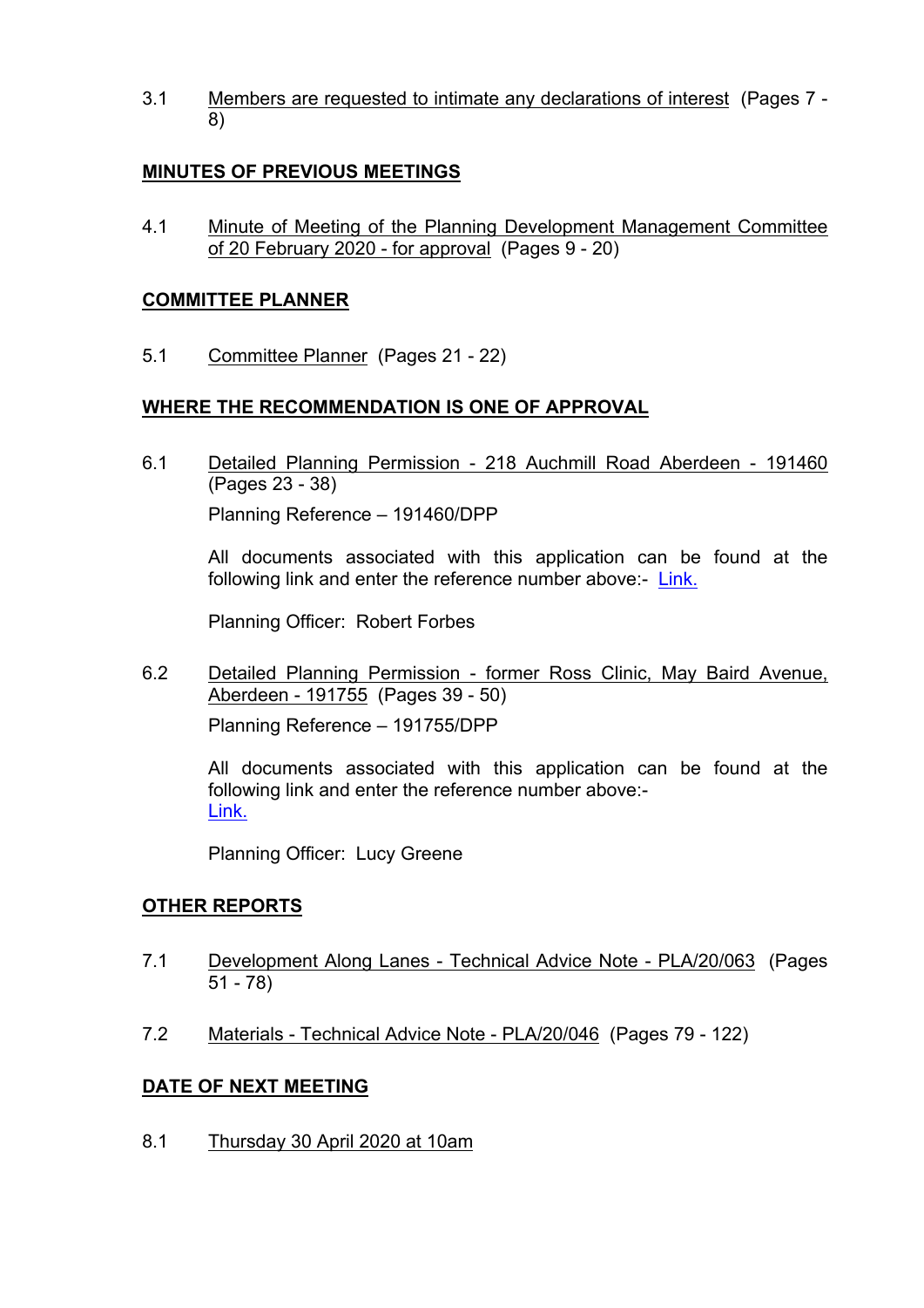3.1 Members are requested to intimate any declarations of interest (Pages 7 - 8)

## MINUTES OF PREVIOUS MEETINGS

4.1 Minute of Meeting of the Planning Development Management Committee of 20 February 2020 - for approval (Pages 9 - 20)

## COMMITTEE PLANNER

5.1 Committee Planner (Pages 21 - 22)

## WHERE THE RECOMMENDATION IS ONE OF APPROVAL

6.1 Detailed Planning Permission - 218 Auchmill Road Aberdeen - 191460 (Pages 23 - 38)

Planning Reference – 191460/DPP

All documents associated with this application can be found at the following link and enter the reference number above:- Link.

Planning Officer: Robert Forbes

6.2 Detailed Planning Permission - former Ross Clinic, May Baird Avenue, Aberdeen - 191755 (Pages 39 - 50)

Planning Reference – 191755/DPP

All documents associated with this application can be found at the following link and enter the reference number above:- Link.

Planning Officer: Lucy Greene

## OTHER REPORTS

7.1 Development Along Lanes - Technical Advice Note - PLA/20/063 (Pages 51 - 78)

7.2 Materials - Technical Advice Note - PLA/20/046 (Pages 79 - 122)

## DATE OF NEXT MEETING

8.1 Thursday 30 April 2020 at 10am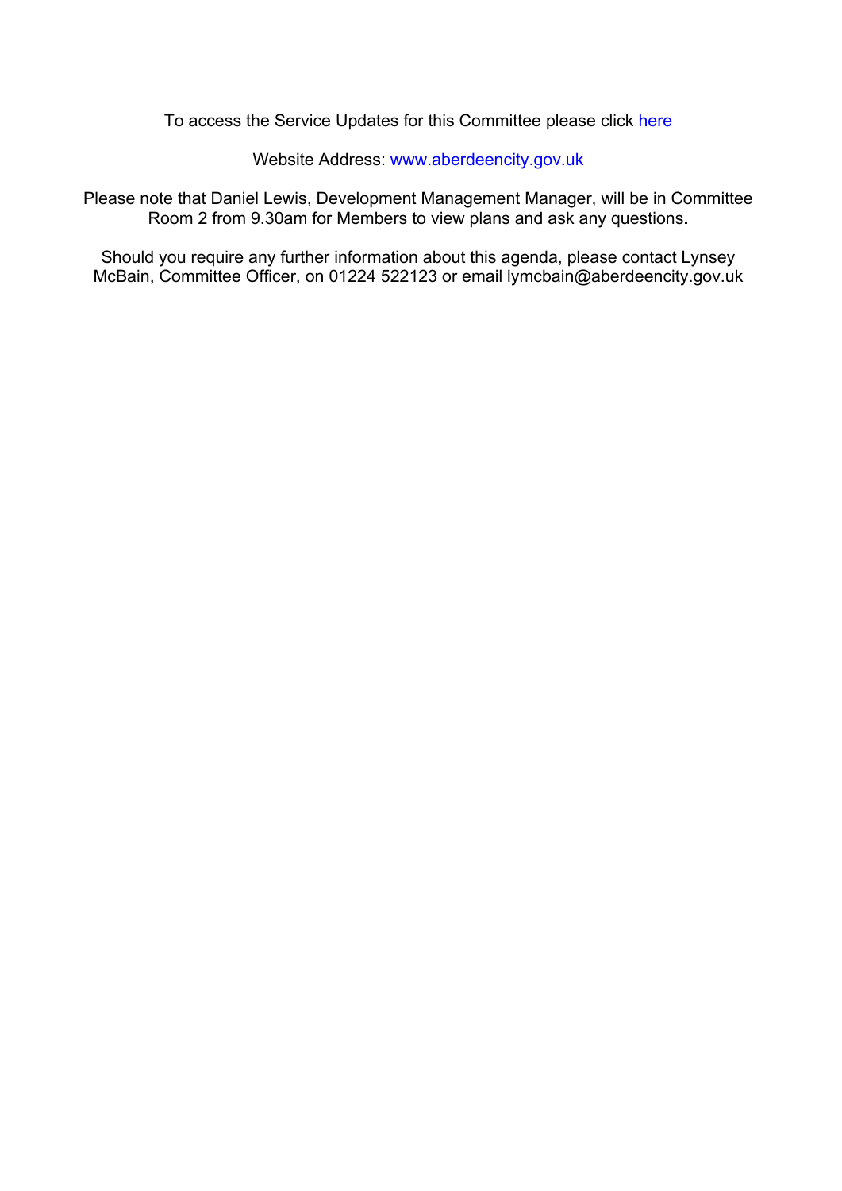To access the Service Updates for this Committee please click [here](#)

Website Address: [www.aberdeencity.gov.uk](http://www.aberdeencity.gov.uk)

Please note that Daniel Lewis, Development Management Manager, will be in Committee Room 2 from 9.30am for Members to view plans and ask any questions**.**

Should you require any further information about this agenda, please contact Lynsey McBain, Committee Officer, on 01224 522123 or email lymcbain@aberdeencity.gov.uk